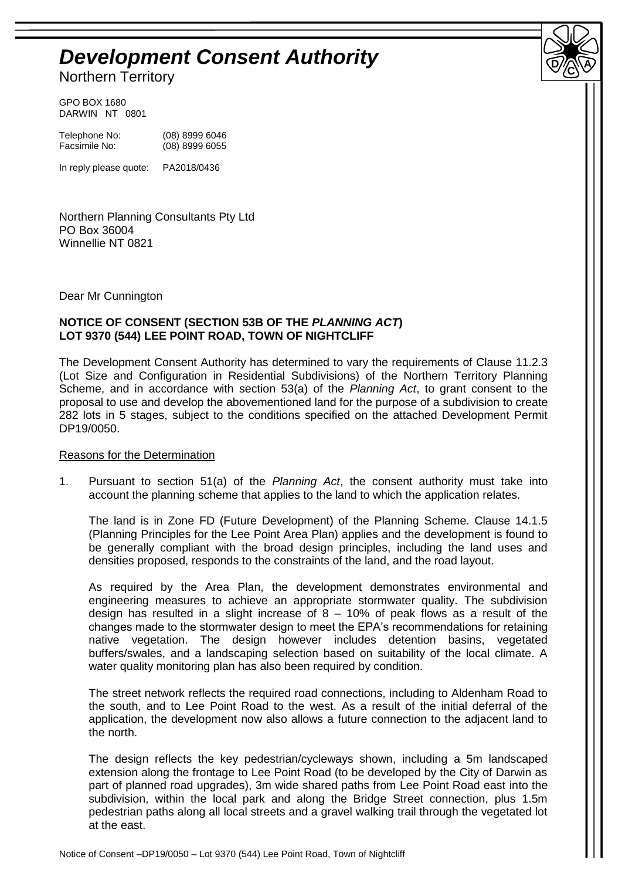# *Development Consent Authority*

Northern Territory

GPO BOX 1680
DARWIN NT 0801

Telephone No: (08) 8999 6046
Facsimile No: (08) 8999 6055

In reply please quote: PA2018/0436

Northern Planning Consultants Pty Ltd
PO Box 36004
Winnellie NT 0821

Dear Mr Cunnington

**NOTICE OF CONSENT (SECTION 53B OF THE *PLANNING ACT*)**
**LOT 9370 (544) LEE POINT ROAD, TOWN OF NIGHTCLIFF**

The Development Consent Authority has determined to vary the requirements of Clause 11.2.3 (Lot Size and Configuration in Residential Subdivisions) of the Northern Territory Planning Scheme, and in accordance with section 53(a) of the *Planning Act*, to grant consent to the proposal to use and develop the abovementioned land for the purpose of a subdivision to create 282 lots in 5 stages, subject to the conditions specified on the attached Development Permit DP19/0050.

Reasons for the Determination

1. Pursuant to section 51(a) of the *Planning Act*, the consent authority must take into account the planning scheme that applies to the land to which the application relates.

   The land is in Zone FD (Future Development) of the Planning Scheme. Clause 14.1.5 (Planning Principles for the Lee Point Area Plan) applies and the development is found to be generally compliant with the broad design principles, including the land uses and densities proposed, responds to the constraints of the land, and the road layout.

   As required by the Area Plan, the development demonstrates environmental and engineering measures to achieve an appropriate stormwater quality. The subdivision design has resulted in a slight increase of 8 – 10% of peak flows as a result of the changes made to the stormwater design to meet the EPA's recommendations for retaining native vegetation. The design however includes detention basins, vegetated buffers/swales, and a landscaping selection based on suitability of the local climate. A water quality monitoring plan has also been required by condition.

   The street network reflects the required road connections, including to Aldenham Road to the south, and to Lee Point Road to the west. As a result of the initial deferral of the application, the development now also allows a future connection to the adjacent land to the north.

   The design reflects the key pedestrian/cycleways shown, including a 5m landscaped extension along the frontage to Lee Point Road (to be developed by the City of Darwin as part of planned road upgrades), 3m wide shared paths from Lee Point Road east into the subdivision, within the local park and along the Bridge Street connection, plus 1.5m pedestrian paths along all local streets and a gravel walking trail through the vegetated lot at the east.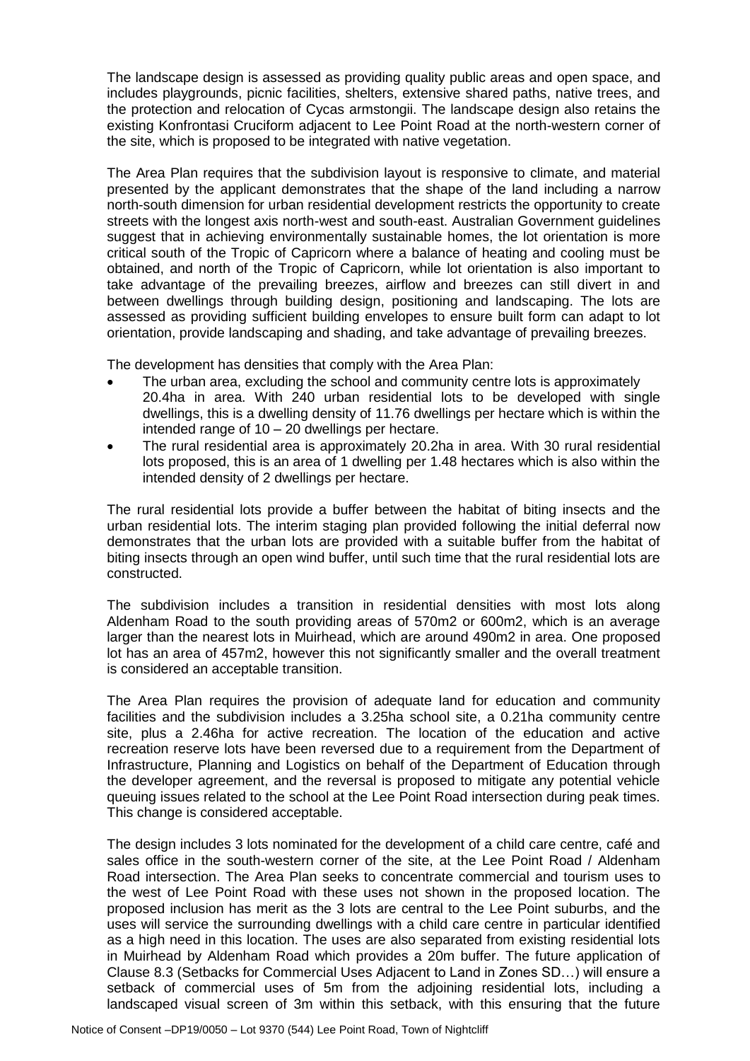The landscape design is assessed as providing quality public areas and open space, and includes playgrounds, picnic facilities, shelters, extensive shared paths, native trees, and the protection and relocation of Cycas armstongii. The landscape design also retains the existing Konfrontasi Cruciform adjacent to Lee Point Road at the north-western corner of the site, which is proposed to be integrated with native vegetation.

The Area Plan requires that the subdivision layout is responsive to climate, and material presented by the applicant demonstrates that the shape of the land including a narrow north-south dimension for urban residential development restricts the opportunity to create streets with the longest axis north-west and south-east. Australian Government guidelines suggest that in achieving environmentally sustainable homes, the lot orientation is more critical south of the Tropic of Capricorn where a balance of heating and cooling must be obtained, and north of the Tropic of Capricorn, while lot orientation is also important to take advantage of the prevailing breezes, airflow and breezes can still divert in and between dwellings through building design, positioning and landscaping. The lots are assessed as providing sufficient building envelopes to ensure built form can adapt to lot orientation, provide landscaping and shading, and take advantage of prevailing breezes.

The development has densities that comply with the Area Plan:

- The urban area, excluding the school and community centre lots is approximately 20.4ha in area. With 240 urban residential lots to be developed with single dwellings, this is a dwelling density of 11.76 dwellings per hectare which is within the intended range of 10 – 20 dwellings per hectare.
- The rural residential area is approximately 20.2ha in area. With 30 rural residential lots proposed, this is an area of 1 dwelling per 1.48 hectares which is also within the intended density of 2 dwellings per hectare.

The rural residential lots provide a buffer between the habitat of biting insects and the urban residential lots. The interim staging plan provided following the initial deferral now demonstrates that the urban lots are provided with a suitable buffer from the habitat of biting insects through an open wind buffer, until such time that the rural residential lots are constructed.

The subdivision includes a transition in residential densities with most lots along Aldenham Road to the south providing areas of 570m2 or 600m2, which is an average larger than the nearest lots in Muirhead, which are around 490m2 in area. One proposed lot has an area of 457m2, however this not significantly smaller and the overall treatment is considered an acceptable transition.

The Area Plan requires the provision of adequate land for education and community facilities and the subdivision includes a 3.25ha school site, a 0.21ha community centre site, plus a 2.46ha for active recreation. The location of the education and active recreation reserve lots have been reversed due to a requirement from the Department of Infrastructure, Planning and Logistics on behalf of the Department of Education through the developer agreement, and the reversal is proposed to mitigate any potential vehicle queuing issues related to the school at the Lee Point Road intersection during peak times. This change is considered acceptable.

The design includes 3 lots nominated for the development of a child care centre, café and sales office in the south-western corner of the site, at the Lee Point Road / Aldenham Road intersection. The Area Plan seeks to concentrate commercial and tourism uses to the west of Lee Point Road with these uses not shown in the proposed location. The proposed inclusion has merit as the 3 lots are central to the Lee Point suburbs, and the uses will service the surrounding dwellings with a child care centre in particular identified as a high need in this location. The uses are also separated from existing residential lots in Muirhead by Aldenham Road which provides a 20m buffer. The future application of Clause 8.3 (Setbacks for Commercial Uses Adjacent to Land in Zones SD…) will ensure a setback of commercial uses of 5m from the adjoining residential lots, including a landscaped visual screen of 3m within this setback, with this ensuring that the future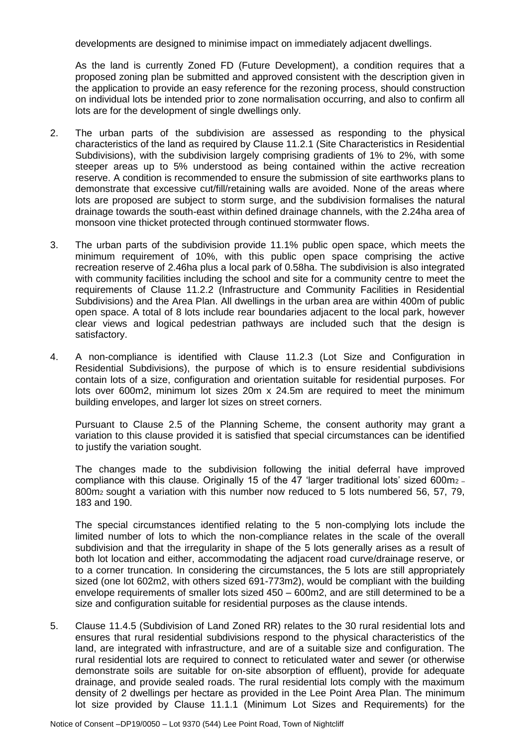developments are designed to minimise impact on immediately adjacent dwellings.

As the land is currently Zoned FD (Future Development), a condition requires that a proposed zoning plan be submitted and approved consistent with the description given in the application to provide an easy reference for the rezoning process, should construction on individual lots be intended prior to zone normalisation occurring, and also to confirm all lots are for the development of single dwellings only.

2. The urban parts of the subdivision are assessed as responding to the physical characteristics of the land as required by Clause 11.2.1 (Site Characteristics in Residential Subdivisions), with the subdivision largely comprising gradients of 1% to 2%, with some steeper areas up to 5% understood as being contained within the active recreation reserve. A condition is recommended to ensure the submission of site earthworks plans to demonstrate that excessive cut/fill/retaining walls are avoided. None of the areas where lots are proposed are subject to storm surge, and the subdivision formalises the natural drainage towards the south-east within defined drainage channels, with the 2.24ha area of monsoon vine thicket protected through continued stormwater flows.

3. The urban parts of the subdivision provide 11.1% public open space, which meets the minimum requirement of 10%, with this public open space comprising the active recreation reserve of 2.46ha plus a local park of 0.58ha. The subdivision is also integrated with community facilities including the school and site for a community centre to meet the requirements of Clause 11.2.2 (Infrastructure and Community Facilities in Residential Subdivisions) and the Area Plan. All dwellings in the urban area are within 400m of public open space. A total of 8 lots include rear boundaries adjacent to the local park, however clear views and logical pedestrian pathways are included such that the design is satisfactory.

4. A non-compliance is identified with Clause 11.2.3 (Lot Size and Configuration in Residential Subdivisions), the purpose of which is to ensure residential subdivisions contain lots of a size, configuration and orientation suitable for residential purposes. For lots over 600m2, minimum lot sizes 20m x 24.5m are required to meet the minimum building envelopes, and larger lot sizes on street corners.

   Pursuant to Clause 2.5 of the Planning Scheme, the consent authority may grant a variation to this clause provided it is satisfied that special circumstances can be identified to justify the variation sought.

   The changes made to the subdivision following the initial deferral have improved compliance with this clause. Originally 15 of the 47 'larger traditional lots' sized $600m^2$ – $800m^2$ sought a variation with this number now reduced to 5 lots numbered 56, 57, 79, 183 and 190.

   The special circumstances identified relating to the 5 non-complying lots include the limited number of lots to which the non-compliance relates in the scale of the overall subdivision and that the irregularity in shape of the 5 lots generally arises as a result of both lot location and either, accommodating the adjacent road curve/drainage reserve, or to a corner truncation. In considering the circumstances, the 5 lots are still appropriately sized (one lot 602m2, with others sized 691-773m2), would be compliant with the building envelope requirements of smaller lots sized 450 – 600m2, and are still determined to be a size and configuration suitable for residential purposes as the clause intends.

5. Clause 11.4.5 (Subdivision of Land Zoned RR) relates to the 30 rural residential lots and ensures that rural residential subdivisions respond to the physical characteristics of the land, are integrated with infrastructure, and are of a suitable size and configuration. The rural residential lots are required to connect to reticulated water and sewer (or otherwise demonstrate soils are suitable for on-site absorption of effluent), provide for adequate drainage, and provide sealed roads. The rural residential lots comply with the maximum density of 2 dwellings per hectare as provided in the Lee Point Area Plan. The minimum lot size provided by Clause 11.1.1 (Minimum Lot Sizes and Requirements) for the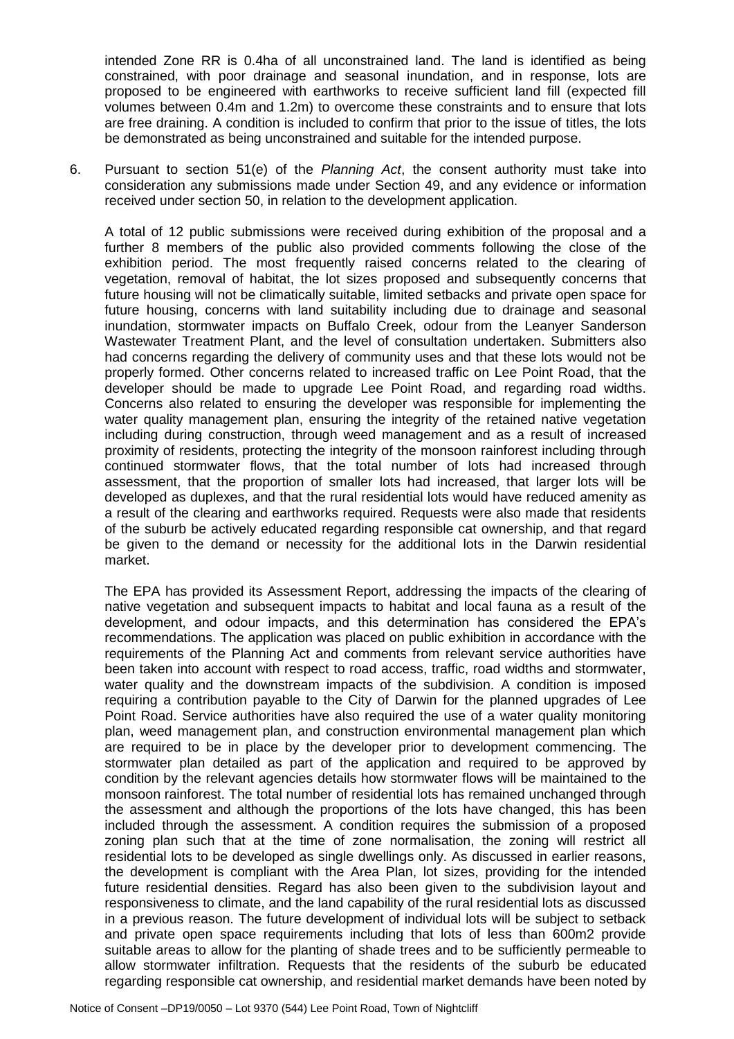intended Zone RR is 0.4ha of all unconstrained land. The land is identified as being constrained, with poor drainage and seasonal inundation, and in response, lots are proposed to be engineered with earthworks to receive sufficient land fill (expected fill volumes between 0.4m and 1.2m) to overcome these constraints and to ensure that lots are free draining. A condition is included to confirm that prior to the issue of titles, the lots be demonstrated as being unconstrained and suitable for the intended purpose.

6. Pursuant to section 51(e) of the *Planning Act*, the consent authority must take into consideration any submissions made under Section 49, and any evidence or information received under section 50, in relation to the development application.

   A total of 12 public submissions were received during exhibition of the proposal and a further 8 members of the public also provided comments following the close of the exhibition period. The most frequently raised concerns related to the clearing of vegetation, removal of habitat, the lot sizes proposed and subsequently concerns that future housing will not be climatically suitable, limited setbacks and private open space for future housing, concerns with land suitability including due to drainage and seasonal inundation, stormwater impacts on Buffalo Creek, odour from the Leanyer Sanderson Wastewater Treatment Plant, and the level of consultation undertaken. Submitters also had concerns regarding the delivery of community uses and that these lots would not be properly formed. Other concerns related to increased traffic on Lee Point Road, that the developer should be made to upgrade Lee Point Road, and regarding road widths. Concerns also related to ensuring the developer was responsible for implementing the water quality management plan, ensuring the integrity of the retained native vegetation including during construction, through weed management and as a result of increased proximity of residents, protecting the integrity of the monsoon rainforest including through continued stormwater flows, that the total number of lots had increased through assessment, that the proportion of smaller lots had increased, that larger lots will be developed as duplexes, and that the rural residential lots would have reduced amenity as a result of the clearing and earthworks required. Requests were also made that residents of the suburb be actively educated regarding responsible cat ownership, and that regard be given to the demand or necessity for the additional lots in the Darwin residential market.

   The EPA has provided its Assessment Report, addressing the impacts of the clearing of native vegetation and subsequent impacts to habitat and local fauna as a result of the development, and odour impacts, and this determination has considered the EPA's recommendations. The application was placed on public exhibition in accordance with the requirements of the Planning Act and comments from relevant service authorities have been taken into account with respect to road access, traffic, road widths and stormwater, water quality and the downstream impacts of the subdivision. A condition is imposed requiring a contribution payable to the City of Darwin for the planned upgrades of Lee Point Road. Service authorities have also required the use of a water quality monitoring plan, weed management plan, and construction environmental management plan which are required to be in place by the developer prior to development commencing. The stormwater plan detailed as part of the application and required to be approved by condition by the relevant agencies details how stormwater flows will be maintained to the monsoon rainforest. The total number of residential lots has remained unchanged through the assessment and although the proportions of the lots have changed, this has been included through the assessment. A condition requires the submission of a proposed zoning plan such that at the time of zone normalisation, the zoning will restrict all residential lots to be developed as single dwellings only. As discussed in earlier reasons, the development is compliant with the Area Plan, lot sizes, providing for the intended future residential densities. Regard has also been given to the subdivision layout and responsiveness to climate, and the land capability of the rural residential lots as discussed in a previous reason. The future development of individual lots will be subject to setback and private open space requirements including that lots of less than 600m2 provide suitable areas to allow for the planting of shade trees and to be sufficiently permeable to allow stormwater infiltration. Requests that the residents of the suburb be educated regarding responsible cat ownership, and residential market demands have been noted by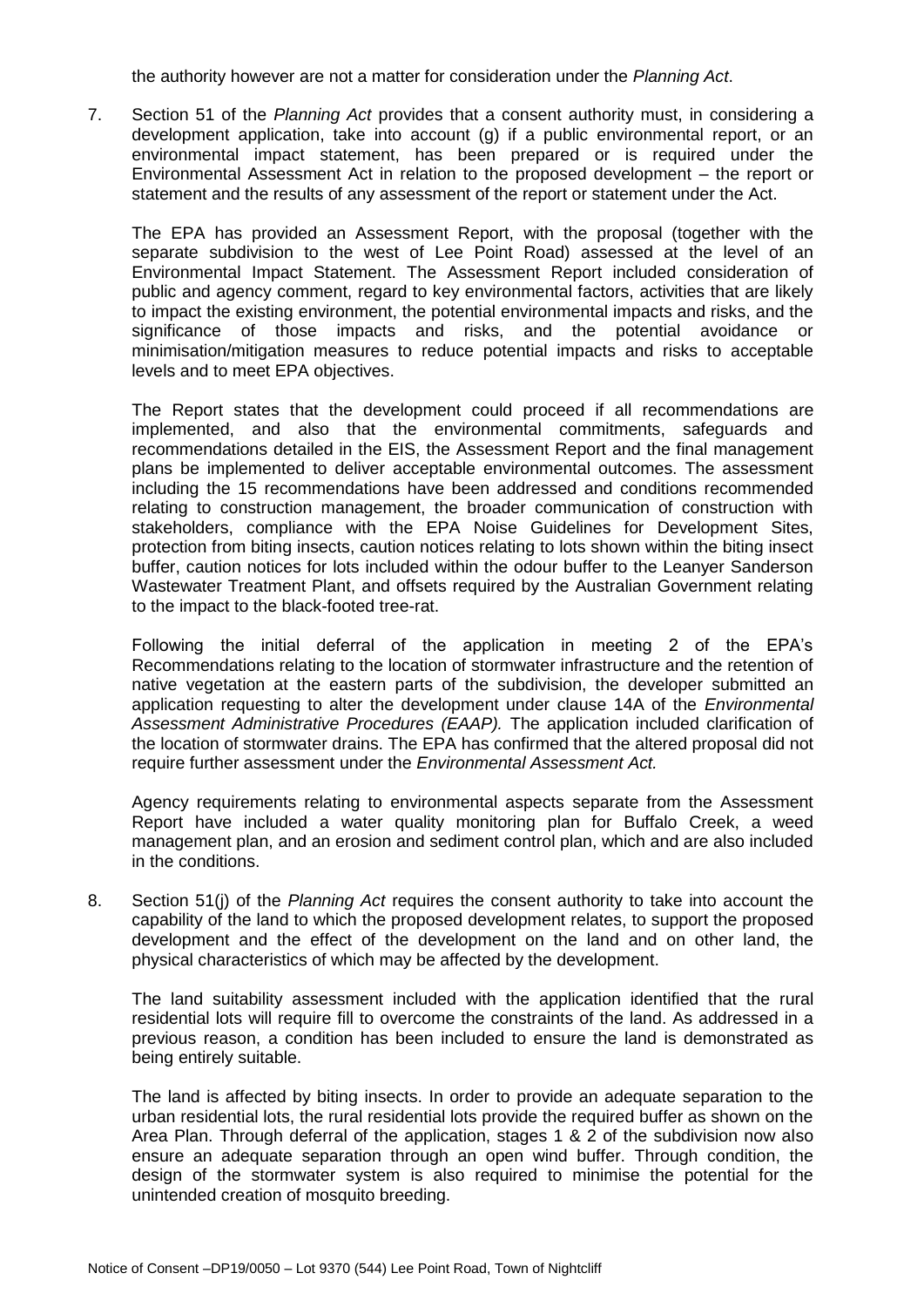the authority however are not a matter for consideration under the *Planning Act*.

7. Section 51 of the *Planning Act* provides that a consent authority must, in considering a development application, take into account (g) if a public environmental report, or an environmental impact statement, has been prepared or is required under the Environmental Assessment Act in relation to the proposed development – the report or statement and the results of any assessment of the report or statement under the Act.

   The EPA has provided an Assessment Report, with the proposal (together with the separate subdivision to the west of Lee Point Road) assessed at the level of an Environmental Impact Statement. The Assessment Report included consideration of public and agency comment, regard to key environmental factors, activities that are likely to impact the existing environment, the potential environmental impacts and risks, and the significance of those impacts and risks, and the potential avoidance or minimisation/mitigation measures to reduce potential impacts and risks to acceptable levels and to meet EPA objectives.

   The Report states that the development could proceed if all recommendations are implemented, and also that the environmental commitments, safeguards and recommendations detailed in the EIS, the Assessment Report and the final management plans be implemented to deliver acceptable environmental outcomes. The assessment including the 15 recommendations have been addressed and conditions recommended relating to construction management, the broader communication of construction with stakeholders, compliance with the EPA Noise Guidelines for Development Sites, protection from biting insects, caution notices relating to lots shown within the biting insect buffer, caution notices for lots included within the odour buffer to the Leanyer Sanderson Wastewater Treatment Plant, and offsets required by the Australian Government relating to the impact to the black-footed tree-rat.

   Following the initial deferral of the application in meeting 2 of the EPA's Recommendations relating to the location of stormwater infrastructure and the retention of native vegetation at the eastern parts of the subdivision, the developer submitted an application requesting to alter the development under clause 14A of the *Environmental Assessment Administrative Procedures (EAAP).* The application included clarification of the location of stormwater drains. The EPA has confirmed that the altered proposal did not require further assessment under the *Environmental Assessment Act.*

   Agency requirements relating to environmental aspects separate from the Assessment Report have included a water quality monitoring plan for Buffalo Creek, a weed management plan, and an erosion and sediment control plan, which and are also included in the conditions.

8. Section 51(j) of the *Planning Act* requires the consent authority to take into account the capability of the land to which the proposed development relates, to support the proposed development and the effect of the development on the land and on other land, the physical characteristics of which may be affected by the development.

   The land suitability assessment included with the application identified that the rural residential lots will require fill to overcome the constraints of the land. As addressed in a previous reason, a condition has been included to ensure the land is demonstrated as being entirely suitable.

   The land is affected by biting insects. In order to provide an adequate separation to the urban residential lots, the rural residential lots provide the required buffer as shown on the Area Plan. Through deferral of the application, stages 1 & 2 of the subdivision now also ensure an adequate separation through an open wind buffer. Through condition, the design of the stormwater system is also required to minimise the potential for the unintended creation of mosquito breeding.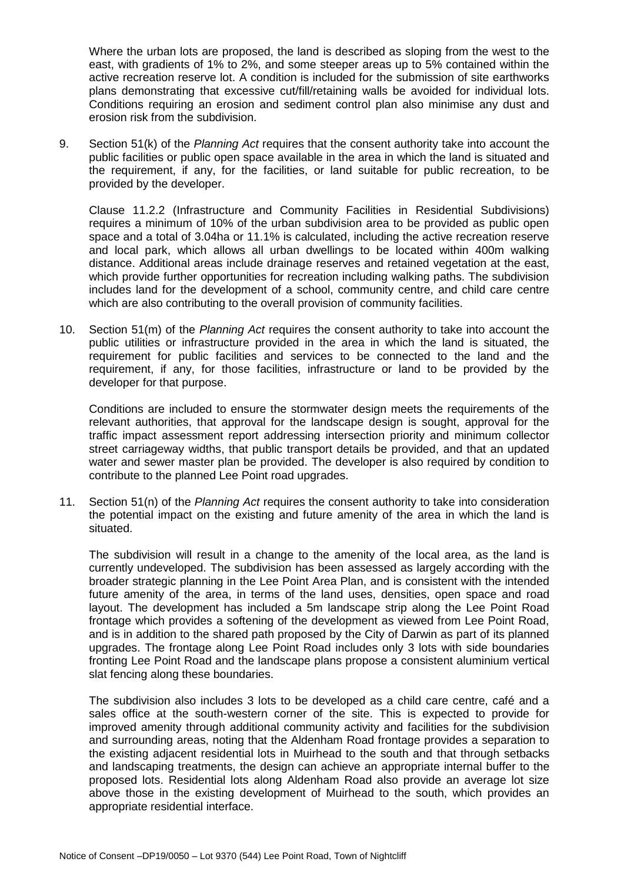Where the urban lots are proposed, the land is described as sloping from the west to the east, with gradients of 1% to 2%, and some steeper areas up to 5% contained within the active recreation reserve lot. A condition is included for the submission of site earthworks plans demonstrating that excessive cut/fill/retaining walls be avoided for individual lots. Conditions requiring an erosion and sediment control plan also minimise any dust and erosion risk from the subdivision.

9. Section 51(k) of the *Planning Act* requires that the consent authority take into account the public facilities or public open space available in the area in which the land is situated and the requirement, if any, for the facilities, or land suitable for public recreation, to be provided by the developer.

   Clause 11.2.2 (Infrastructure and Community Facilities in Residential Subdivisions) requires a minimum of 10% of the urban subdivision area to be provided as public open space and a total of 3.04ha or 11.1% is calculated, including the active recreation reserve and local park, which allows all urban dwellings to be located within 400m walking distance. Additional areas include drainage reserves and retained vegetation at the east, which provide further opportunities for recreation including walking paths. The subdivision includes land for the development of a school, community centre, and child care centre which are also contributing to the overall provision of community facilities.

10. Section 51(m) of the *Planning Act* requires the consent authority to take into account the public utilities or infrastructure provided in the area in which the land is situated, the requirement for public facilities and services to be connected to the land and the requirement, if any, for those facilities, infrastructure or land to be provided by the developer for that purpose.

    Conditions are included to ensure the stormwater design meets the requirements of the relevant authorities, that approval for the landscape design is sought, approval for the traffic impact assessment report addressing intersection priority and minimum collector street carriageway widths, that public transport details be provided, and that an updated water and sewer master plan be provided. The developer is also required by condition to contribute to the planned Lee Point road upgrades.

11. Section 51(n) of the *Planning Act* requires the consent authority to take into consideration the potential impact on the existing and future amenity of the area in which the land is situated.

    The subdivision will result in a change to the amenity of the local area, as the land is currently undeveloped. The subdivision has been assessed as largely according with the broader strategic planning in the Lee Point Area Plan, and is consistent with the intended future amenity of the area, in terms of the land uses, densities, open space and road layout. The development has included a 5m landscape strip along the Lee Point Road frontage which provides a softening of the development as viewed from Lee Point Road, and is in addition to the shared path proposed by the City of Darwin as part of its planned upgrades. The frontage along Lee Point Road includes only 3 lots with side boundaries fronting Lee Point Road and the landscape plans propose a consistent aluminium vertical slat fencing along these boundaries.

    The subdivision also includes 3 lots to be developed as a child care centre, café and a sales office at the south-western corner of the site. This is expected to provide for improved amenity through additional community activity and facilities for the subdivision and surrounding areas, noting that the Aldenham Road frontage provides a separation to the existing adjacent residential lots in Muirhead to the south and that through setbacks and landscaping treatments, the design can achieve an appropriate internal buffer to the proposed lots. Residential lots along Aldenham Road also provide an average lot size above those in the existing development of Muirhead to the south, which provides an appropriate residential interface.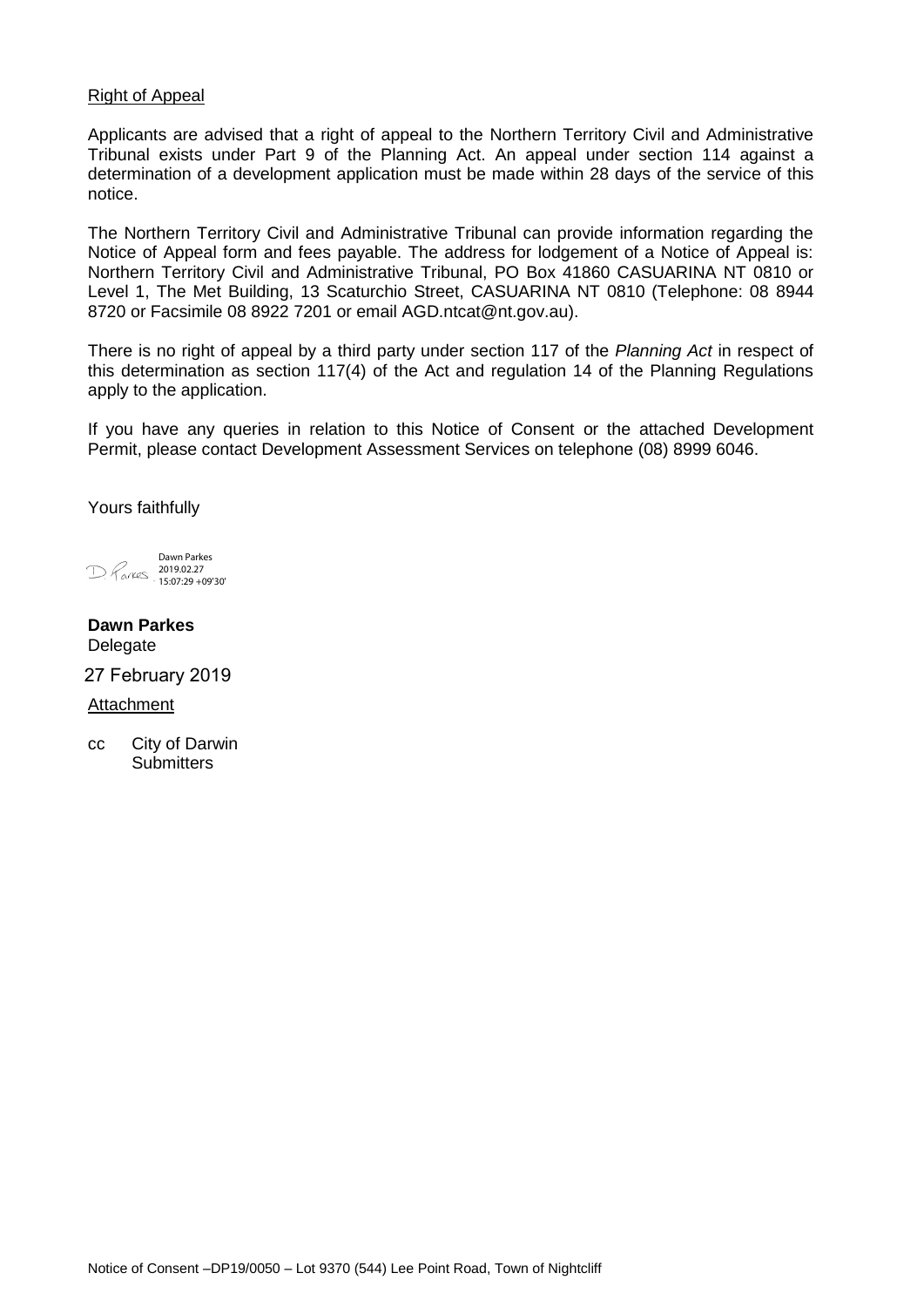Right of Appeal

Applicants are advised that a right of appeal to the Northern Territory Civil and Administrative Tribunal exists under Part 9 of the Planning Act. An appeal under section 114 against a determination of a development application must be made within 28 days of the service of this notice.

The Northern Territory Civil and Administrative Tribunal can provide information regarding the Notice of Appeal form and fees payable. The address for lodgement of a Notice of Appeal is: Northern Territory Civil and Administrative Tribunal, PO Box 41860 CASUARINA NT 0810 or Level 1, The Met Building, 13 Scaturchio Street, CASUARINA NT 0810 (Telephone: 08 8944 8720 or Facsimile 08 8922 7201 or email AGD.ntcat@nt.gov.au).

There is no right of appeal by a third party under section 117 of the *Planning Act* in respect of this determination as section 117(4) of the Act and regulation 14 of the Planning Regulations apply to the application.

If you have any queries in relation to this Notice of Consent or the attached Development Permit, please contact Development Assessment Services on telephone (08) 8999 6046.

Yours faithfully

D Parkes
Dawn Parkes
2019.02.27
15:07:29 +09'30'

**Dawn Parkes**
Delegate

27 February 2019

Attachment

cc City of Darwin
Submitters

Notice of Consent –DP19/0050 – Lot 9370 (544) Lee Point Road, Town of Nightcliff